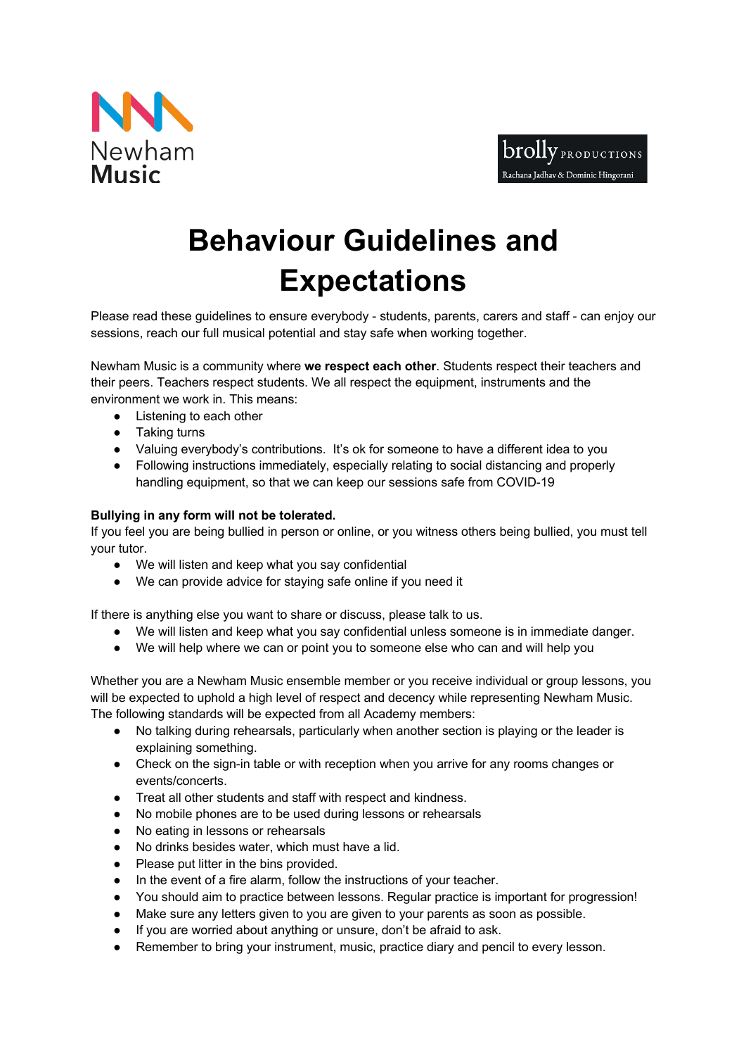# Behaviour Guidelines and Expectations

Please read these guidelines to ensure everybody - students, parents, carers and staff - can enjoy our sessions, reach our full musical potential and stay safe when working together.

Newham Music is a community where **we respect each other**. Students respect their teachers and their peers. Teachers respect students. We all respect the equipment, instruments and the environment we work in. This means:

- Listening to each other
- Taking turns
- Valuing everybody's contributions. It's ok for someone to have a different idea to you
- Following instructions immediately, especially relating to social distancing and properly handling equipment, so that we can keep our sessions safe from COVID-19

**Bullying in any form will not be tolerated.**

If you feel you are being bullied in person or online, or you witness others being bullied, you must tell your tutor.

- We will listen and keep what you say confidential
- We can provide advice for staying safe online if you need it

If there is anything else you want to share or discuss, please talk to us.

- We will listen and keep what you say confidential unless someone is in immediate danger.
- We will help where we can or point you to someone else who can and will help you

Whether you are a Newham Music ensemble member or you receive individual or group lessons, you will be expected to uphold a high level of respect and decency while representing Newham Music. The following standards will be expected from all Academy members:

- No talking during rehearsals, particularly when another section is playing or the leader is explaining something.
- Check on the sign-in table or with reception when you arrive for any rooms changes or events/concerts.
- Treat all other students and staff with respect and kindness.
- No mobile phones are to be used during lessons or rehearsals
- No eating in lessons or rehearsals
- No drinks besides water, which must have a lid.
- Please put litter in the bins provided.
- In the event of a fire alarm, follow the instructions of your teacher.
- You should aim to practice between lessons. Regular practice is important for progression!
- Make sure any letters given to you are given to your parents as soon as possible.
- If you are worried about anything or unsure, don't be afraid to ask.
- Remember to bring your instrument, music, practice diary and pencil to every lesson.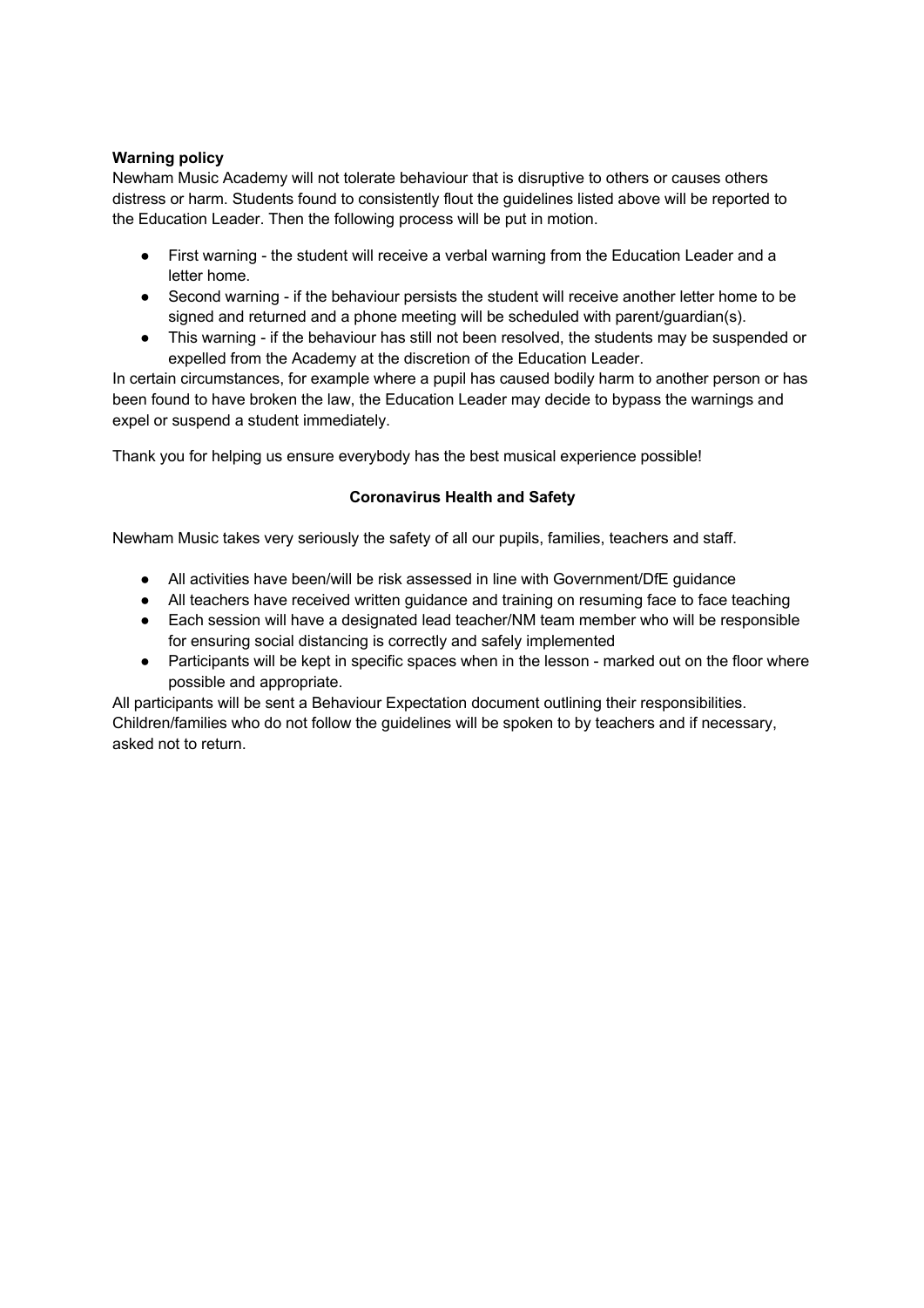**Warning policy**

Newham Music Academy will not tolerate behaviour that is disruptive to others or causes others distress or harm. Students found to consistently flout the guidelines listed above will be reported to the Education Leader. Then the following process will be put in motion.

- First warning - the student will receive a verbal warning from the Education Leader and a letter home.
- Second warning - if the behaviour persists the student will receive another letter home to be signed and returned and a phone meeting will be scheduled with parent/guardian(s).
- This warning - if the behaviour has still not been resolved, the students may be suspended or expelled from the Academy at the discretion of the Education Leader.

In certain circumstances, for example where a pupil has caused bodily harm to another person or has been found to have broken the law, the Education Leader may decide to bypass the warnings and expel or suspend a student immediately.

Thank you for helping us ensure everybody has the best musical experience possible!

**Coronavirus Health and Safety**

Newham Music takes very seriously the safety of all our pupils, families, teachers and staff.

- All activities have been/will be risk assessed in line with Government/DfE guidance
- All teachers have received written guidance and training on resuming face to face teaching
- Each session will have a designated lead teacher/NM team member who will be responsible for ensuring social distancing is correctly and safely implemented
- Participants will be kept in specific spaces when in the lesson - marked out on the floor where possible and appropriate.

All participants will be sent a Behaviour Expectation document outlining their responsibilities. Children/families who do not follow the guidelines will be spoken to by teachers and if necessary, asked not to return.